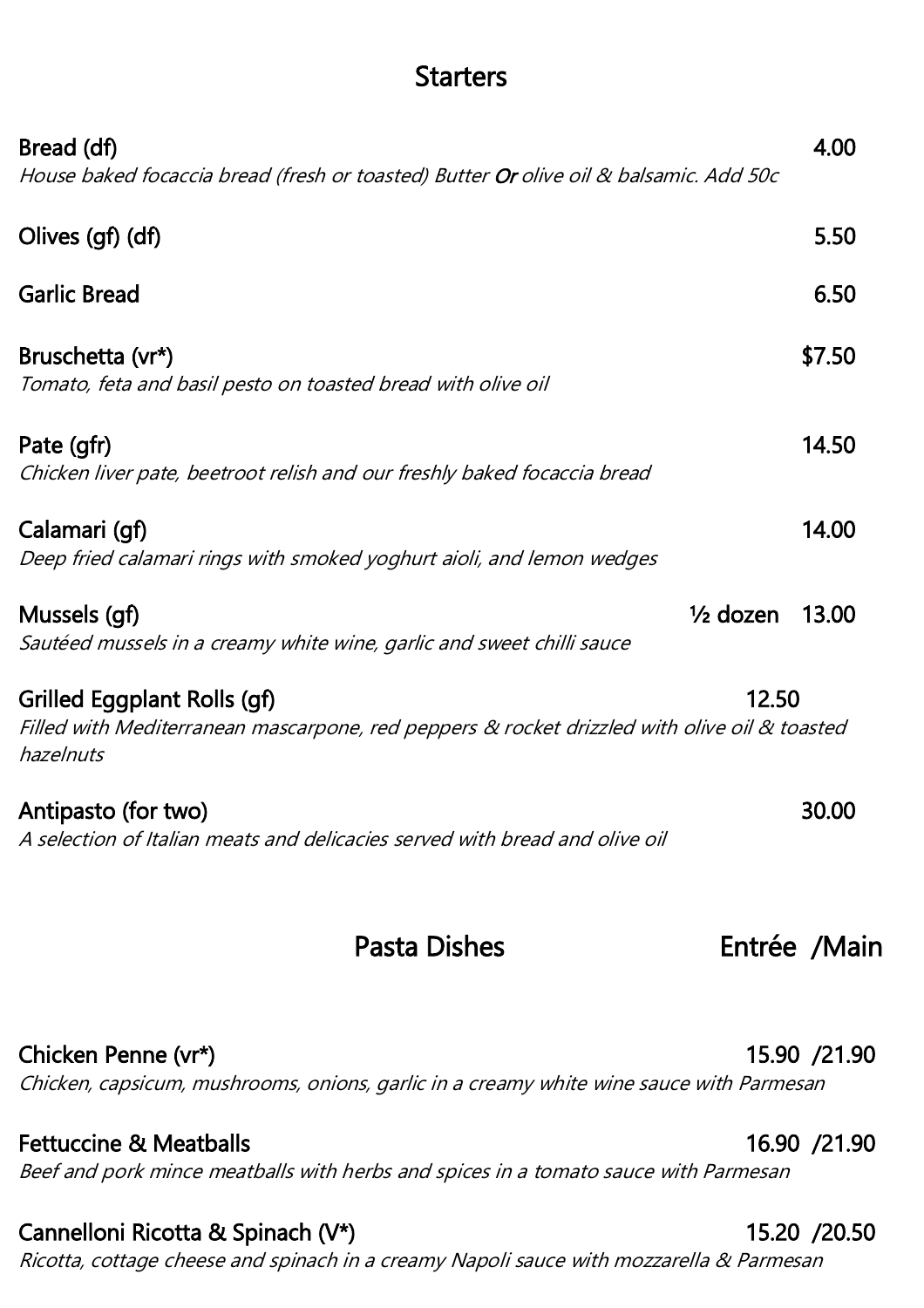## Starters

**Bread (df)** 4.00
*House baked focaccia bread (fresh or toasted) Butter **Or** olive oil & balsamic. Add 50c*

**Olives (gf) (df)** 5.50

**Garlic Bread** 6.50

**Bruschetta (vr*)** $7.50
*Tomato, feta and basil pesto on toasted bread with olive oil*

**Pate (gfr)** 14.50
*Chicken liver pate, beetroot relish and our freshly baked focaccia bread*

**Calamari (gf)** 14.00
*Deep fried calamari rings with smoked yoghurt aioli, and lemon wedges*

**Mussels (gf)** ½ dozen 13.00
*Sautéed mussels in a creamy white wine, garlic and sweet chilli sauce*

**Grilled Eggplant Rolls (gf)** 12.50
*Filled with Mediterranean mascarpone, red peppers & rocket drizzled with olive oil & toasted hazelnuts*

**Antipasto (for two)** 30.00
*A selection of Italian meats and delicacies served with bread and olive oil*

## Pasta Dishes — Entrée /Main

**Chicken Penne (vr*)** 15.90 /21.90
*Chicken, capsicum, mushrooms, onions, garlic in a creamy white wine sauce with Parmesan*

**Fettuccine & Meatballs** 16.90 /21.90
*Beef and pork mince meatballs with herbs and spices in a tomato sauce with Parmesan*

**Cannelloni Ricotta & Spinach (V*)** 15.20 /20.50
*Ricotta, cottage cheese and spinach in a creamy Napoli sauce with mozzarella & Parmesan*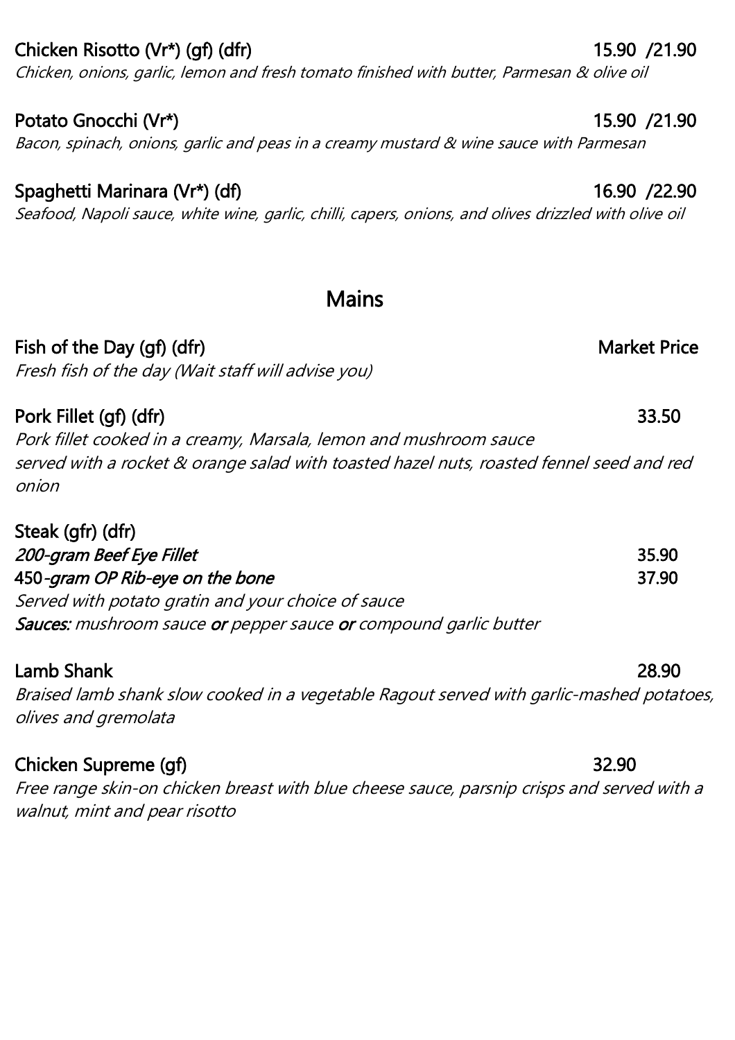**Chicken Risotto (Vr*) (gf) (dfr)** 15.90 /21.90
*Chicken, onions, garlic, lemon and fresh tomato finished with butter, Parmesan & olive oil*

**Potato Gnocchi (Vr*)** 15.90 /21.90
*Bacon, spinach, onions, garlic and peas in a creamy mustard & wine sauce with Parmesan*

**Spaghetti Marinara (Vr*) (df)** 16.90 /22.90
*Seafood, Napoli sauce, white wine, garlic, chilli, capers, onions, and olives drizzled with olive oil*

## Mains

**Fish of the Day (gf) (dfr)** Market Price
*Fresh fish of the day (Wait staff will advise you)*

**Pork Fillet (gf) (dfr)** 33.50
*Pork fillet cooked in a creamy, Marsala, lemon and mushroom sauce served with a rocket & orange salad with toasted hazel nuts, roasted fennel seed and red onion*

**Steak (gfr) (dfr)**
***200-gram Beef Eye Fillet*** 35.90
**450*-gram OP Rib-eye on the bone*** 37.90
*Served with potato gratin and your choice of sauce*
***Sauces:*** *mushroom sauce* ***or*** *pepper sauce* ***or*** *compound garlic butter*

**Lamb Shank** 28.90
*Braised lamb shank slow cooked in a vegetable Ragout served with garlic-mashed potatoes, olives and gremolata*

**Chicken Supreme (gf)** 32.90
*Free range skin-on chicken breast with blue cheese sauce, parsnip crisps and served with a walnut, mint and pear risotto*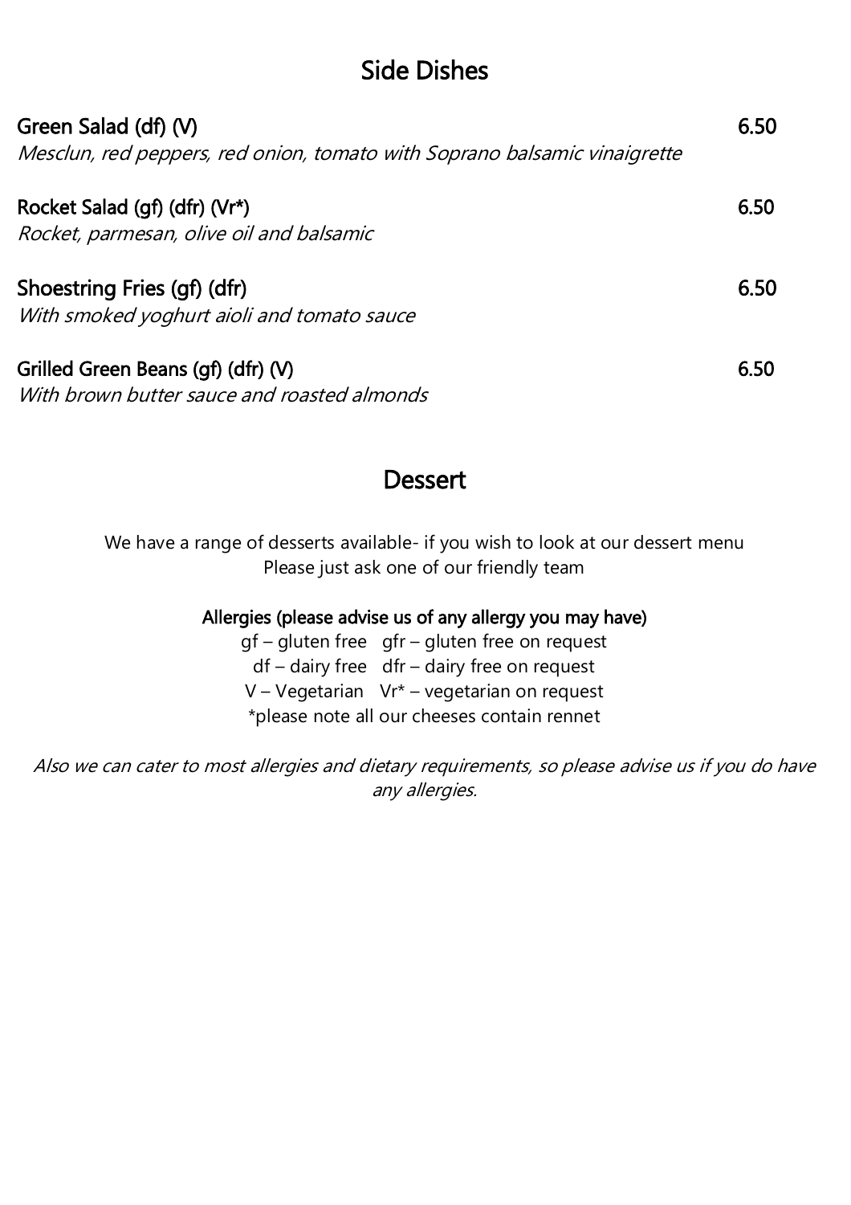## Side Dishes

**Green Salad (df) (V)** 6.50
*Mesclun, red peppers, red onion, tomato with Soprano balsamic vinaigrette*

**Rocket Salad (gf) (dfr) (Vr*)** 6.50
*Rocket, parmesan, olive oil and balsamic*

**Shoestring Fries (gf) (dfr)** 6.50
*With smoked yoghurt aioli and tomato sauce*

**Grilled Green Beans (gf) (dfr) (V)** 6.50
*With brown butter sauce and roasted almonds*

## Dessert

We have a range of desserts available- if you wish to look at our dessert menu
Please just ask one of our friendly team

**Allergies (please advise us of any allergy you may have)**

gf – gluten free gfr – gluten free on request
df – dairy free dfr – dairy free on request
V – Vegetarian Vr* – vegetarian on request
*please note all our cheeses contain rennet

*Also we can cater to most allergies and dietary requirements, so please advise us if you do have any allergies.*